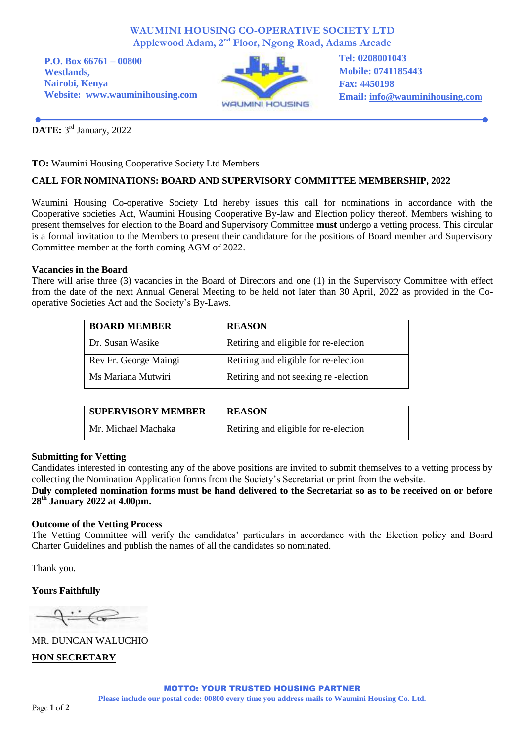# WAUMINI HOUSING CO-OPERATIVE SOCIETY LTD

Applewood Adam, 2nd Floor, Ngong Road, Adams Arcade

**P.O. Box 66761 – 00800**
**Westlands,**
**Nairobi, Kenya**
**Website: www.wauminihousing.com**

WAUMINI HOUSING

**Tel: 0208001043**
**Mobile: 0741185443**
**Fax: 4450198**
**Email: info@wauminihousing.com**

---

**DATE:** 3rd January, 2022

**TO:** Waumini Housing Cooperative Society Ltd Members

**CALL FOR NOMINATIONS: BOARD AND SUPERVISORY COMMITTEE MEMBERSHIP, 2022**

Waumini Housing Co-operative Society Ltd hereby issues this call for nominations in accordance with the Cooperative societies Act, Waumini Housing Cooperative By-law and Election policy thereof. Members wishing to present themselves for election to the Board and Supervisory Committee **must** undergo a vetting process. This circular is a formal invitation to the Members to present their candidature for the positions of Board member and Supervisory Committee member at the forth coming AGM of 2022.

**Vacancies in the Board**

There will arise three (3) vacancies in the Board of Directors and one (1) in the Supervisory Committee with effect from the date of the next Annual General Meeting to be held not later than 30 April, 2022 as provided in the Co-operative Societies Act and the Society's By-Laws.

| BOARD MEMBER | REASON |
|---|---|
| Dr. Susan Wasike | Retiring and eligible for re-election |
| Rev Fr. George Maingi | Retiring and eligible for re-election |
| Ms Mariana Mutwiri | Retiring and not seeking re -election |

| SUPERVISORY MEMBER | REASON |
|---|---|
| Mr. Michael Machaka | Retiring and eligible for re-election |

**Submitting for Vetting**

Candidates interested in contesting any of the above positions are invited to submit themselves to a vetting process by collecting the Nomination Application forms from the Society's Secretariat or print from the website.

**Duly completed nomination forms must be hand delivered to the Secretariat so as to be received on or before 28th January 2022 at 4.00pm.**

**Outcome of the Vetting Process**

The Vetting Committee will verify the candidates' particulars in accordance with the Election policy and Board Charter Guidelines and publish the names of all the candidates so nominated.

Thank you.

**Yours Faithfully**

MR. DUNCAN WALUCHIO

**HON SECRETARY**

**MOTTO: YOUR TRUSTED HOUSING PARTNER**

Please include our postal code: 00800 every time you address mails to Waumini Housing Co. Ltd.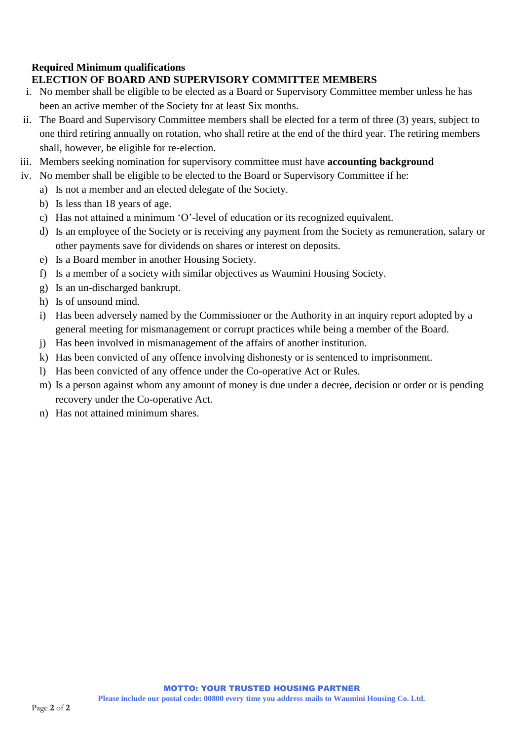**Required Minimum qualifications**

**ELECTION OF BOARD AND SUPERVISORY COMMITTEE MEMBERS**

i. No member shall be eligible to be elected as a Board or Supervisory Committee member unless he has been an active member of the Society for at least Six months.

ii. The Board and Supervisory Committee members shall be elected for a term of three (3) years, subject to one third retiring annually on rotation, who shall retire at the end of the third year. The retiring members shall, however, be eligible for re-election.

iii. Members seeking nomination for supervisory committee must have **accounting background**

iv. No member shall be eligible to be elected to the Board or Supervisory Committee if he:

   a) Is not a member and an elected delegate of the Society.
   b) Is less than 18 years of age.
   c) Has not attained a minimum 'O'-level of education or its recognized equivalent.
   d) Is an employee of the Society or is receiving any payment from the Society as remuneration, salary or other payments save for dividends on shares or interest on deposits.
   e) Is a Board member in another Housing Society.
   f) Is a member of a society with similar objectives as Waumini Housing Society.
   g) Is an un-discharged bankrupt.
   h) Is of unsound mind.
   i) Has been adversely named by the Commissioner or the Authority in an inquiry report adopted by a general meeting for mismanagement or corrupt practices while being a member of the Board.
   j) Has been involved in mismanagement of the affairs of another institution.
   k) Has been convicted of any offence involving dishonesty or is sentenced to imprisonment.
   l) Has been convicted of any offence under the Co-operative Act or Rules.
   m) Is a person against whom any amount of money is due under a decree, decision or order or is pending recovery under the Co-operative Act.
   n) Has not attained minimum shares.

**MOTTO: YOUR TRUSTED HOUSING PARTNER**

**Please include our postal code: 00800 every time you address mails to Waumini Housing Co. Ltd.**